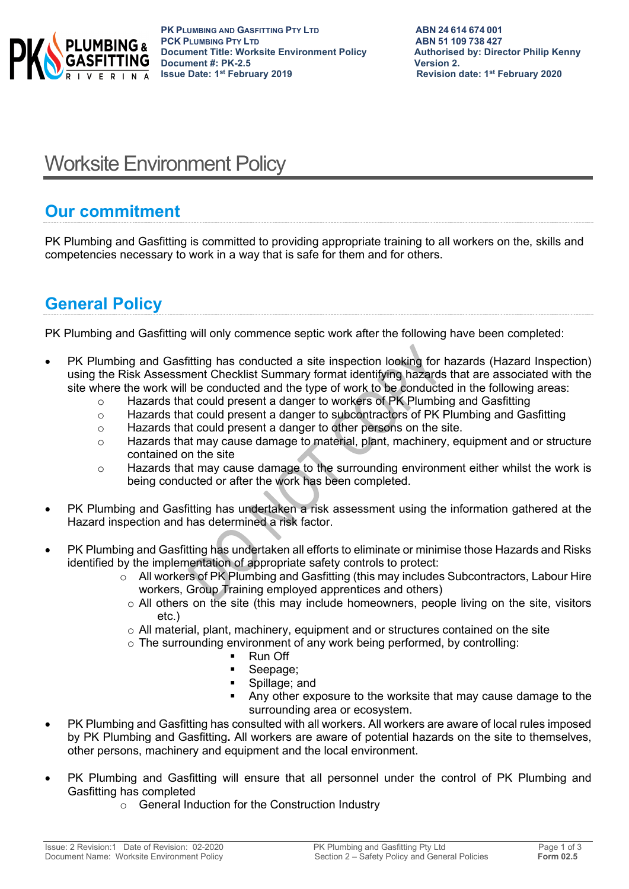**PK Plumbing and Gasfitting Pty Ltd**
**PCK Plumbing Pty Ltd**
**Document Title: Worksite Environment Policy**
**Document #: PK-2.5**
**Issue Date: 1st February 2019**

**ABN 24 614 674 001**
**ABN 51 109 738 427**
**Authorised by: Director Philip Kenny**
**Version 2.**
**Revision date: 1st February 2020**

# Worksite Environment Policy

## Our commitment

PK Plumbing and Gasfitting is committed to providing appropriate training to all workers on the, skills and competencies necessary to work in a way that is safe for them and for others.

## General Policy

PK Plumbing and Gasfitting will only commence septic work after the following have been completed:

- PK Plumbing and Gasfitting has conducted a site inspection looking for hazards (Hazard Inspection) using the Risk Assessment Checklist Summary format identifying hazards that are associated with the site where the work will be conducted and the type of work to be conducted in the following areas:
  - Hazards that could present a danger to workers of PK Plumbing and Gasfitting
  - Hazards that could present a danger to subcontractors of PK Plumbing and Gasfitting
  - Hazards that could present a danger to other persons on the site.
  - Hazards that may cause damage to material, plant, machinery, equipment and or structure contained on the site
  - Hazards that may cause damage to the surrounding environment either whilst the work is being conducted or after the work has been completed.

- PK Plumbing and Gasfitting has undertaken a risk assessment using the information gathered at the Hazard inspection and has determined a risk factor.

- PK Plumbing and Gasfitting has undertaken all efforts to eliminate or minimise those Hazards and Risks identified by the implementation of appropriate safety controls to protect:
  - All workers of PK Plumbing and Gasfitting (this may includes Subcontractors, Labour Hire workers, Group Training employed apprentices and others)
  - All others on the site (this may include homeowners, people living on the site, visitors etc.)
  - All material, plant, machinery, equipment and or structures contained on the site
  - The surrounding environment of any work being performed, by controlling:
    - Run Off
    - Seepage;
    - Spillage; and
    - Any other exposure to the worksite that may cause damage to the surrounding area or ecosystem.
- PK Plumbing and Gasfitting has consulted with all workers. All workers are aware of local rules imposed by PK Plumbing and Gasfitting**.** All workers are aware of potential hazards on the site to themselves, other persons, machinery and equipment and the local environment.

- PK Plumbing and Gasfitting will ensure that all personnel under the control of PK Plumbing and Gasfitting has completed
  - General Induction for the Construction Industry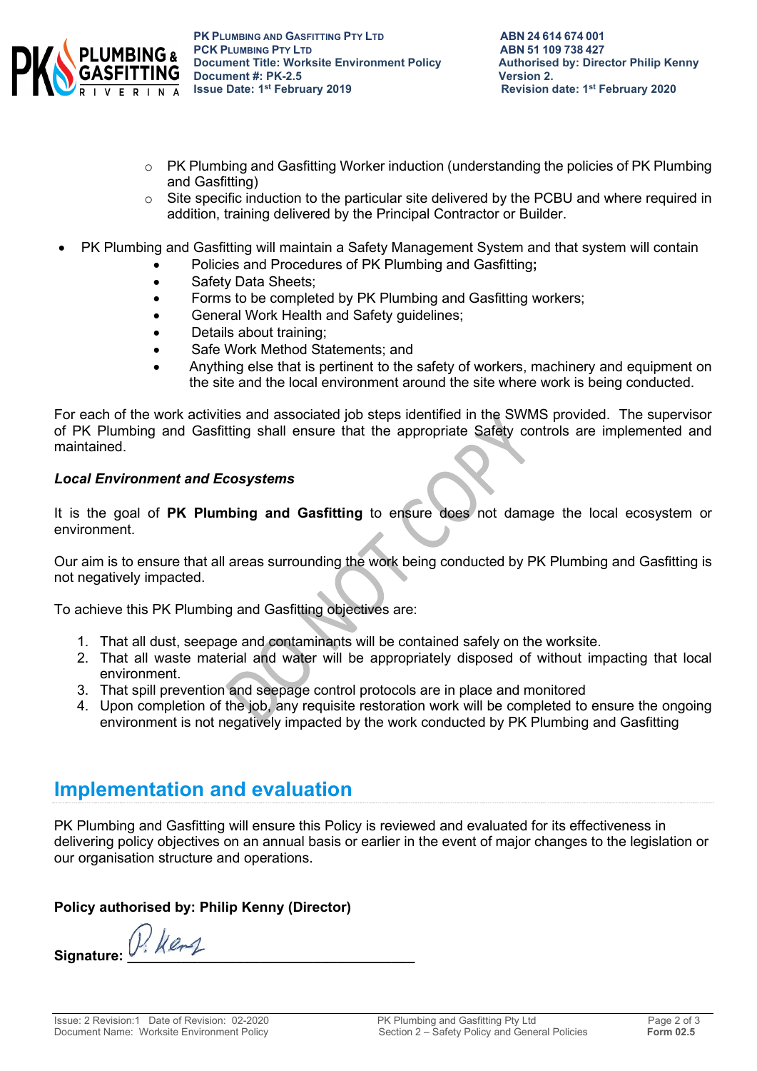- PK Plumbing and Gasfitting Worker induction (understanding the policies of PK Plumbing and Gasfitting)
    - Site specific induction to the particular site delivered by the PCBU and where required in addition, training delivered by the Principal Contractor or Builder.

- PK Plumbing and Gasfitting will maintain a Safety Management System and that system will contain
    - Policies and Procedures of PK Plumbing and Gasfitting**;**
    - Safety Data Sheets;
    - Forms to be completed by PK Plumbing and Gasfitting workers;
    - General Work Health and Safety guidelines;
    - Details about training;
    - Safe Work Method Statements; and
    - Anything else that is pertinent to the safety of workers, machinery and equipment on the site and the local environment around the site where work is being conducted.

For each of the work activities and associated job steps identified in the SWMS provided. The supervisor of PK Plumbing and Gasfitting shall ensure that the appropriate Safety controls are implemented and maintained.

***Local Environment and Ecosystems***

It is the goal of **PK Plumbing and Gasfitting** to ensure does not damage the local ecosystem or environment.

Our aim is to ensure that all areas surrounding the work being conducted by PK Plumbing and Gasfitting is not negatively impacted.

To achieve this PK Plumbing and Gasfitting objectives are:

1. That all dust, seepage and contaminants will be contained safely on the worksite.
2. That all waste material and water will be appropriately disposed of without impacting that local environment.
3. That spill prevention and seepage control protocols are in place and monitored
4. Upon completion of the job, any requisite restoration work will be completed to ensure the ongoing environment is not negatively impacted by the work conducted by PK Plumbing and Gasfitting

## Implementation and evaluation

PK Plumbing and Gasfitting will ensure this Policy is reviewed and evaluated for its effectiveness in delivering policy objectives on an annual basis or earlier in the event of major changes to the legislation or our organisation structure and operations.

**Policy authorised by: Philip Kenny (Director)**

**Signature:** P. Kenny ___________________________________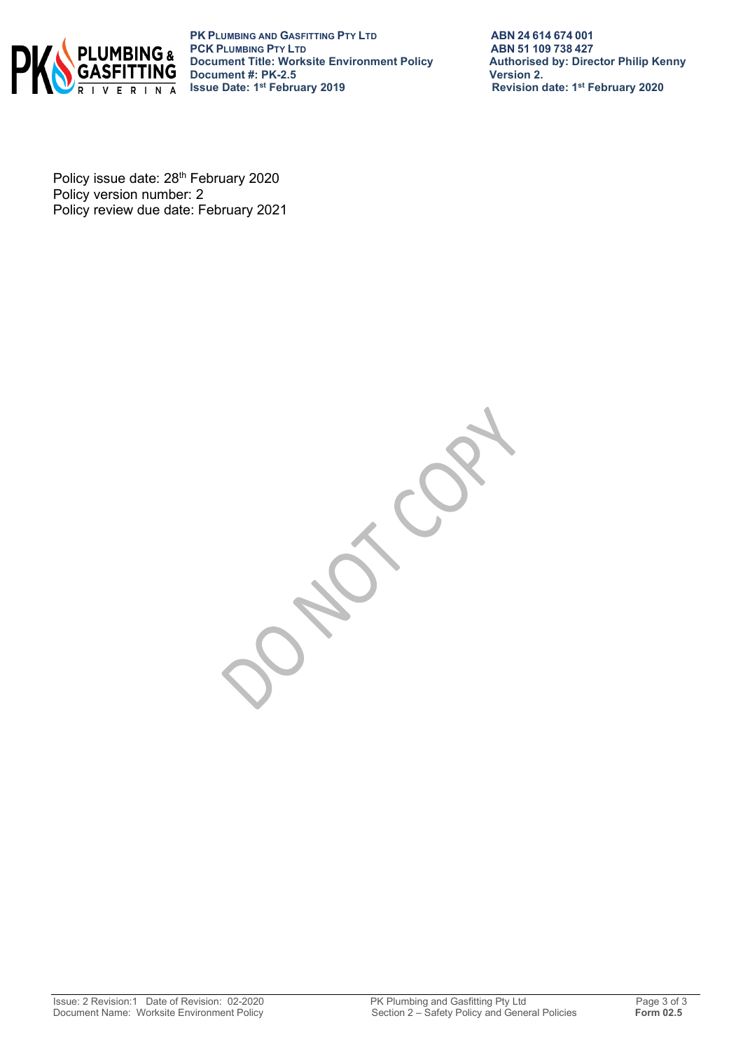Policy issue date: 28th February 2020
Policy version number: 2
Policy review due date: February 2021